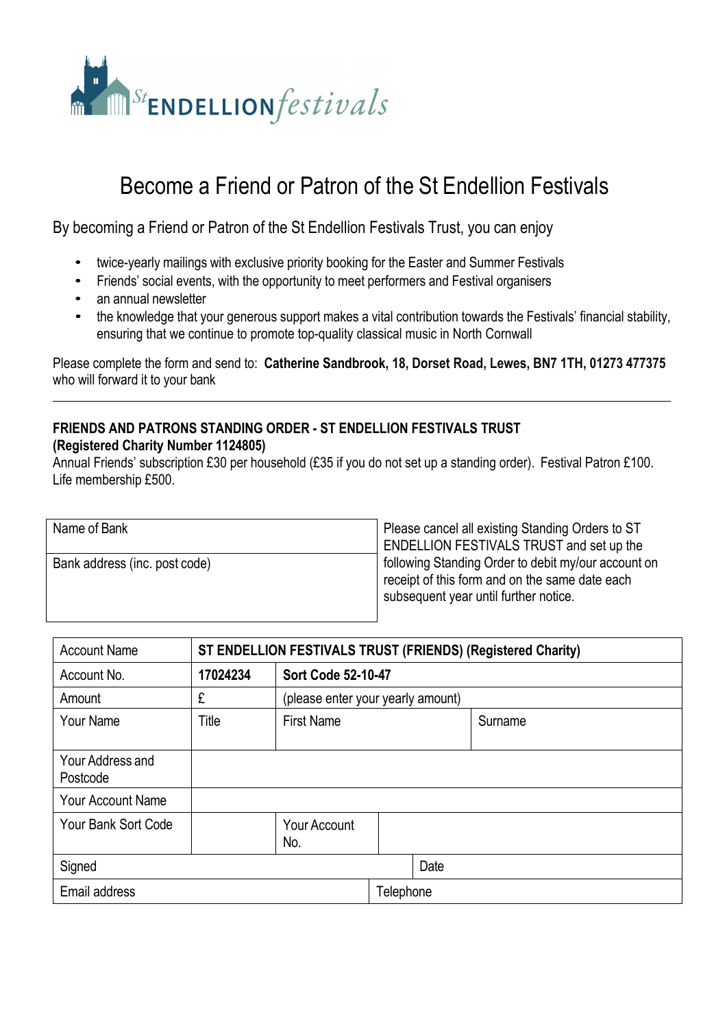St ENDELLION festivals

# Become a Friend or Patron of the St Endellion Festivals

By becoming a Friend or Patron of the St Endellion Festivals Trust, you can enjoy

- twice-yearly mailings with exclusive priority booking for the Easter and Summer Festivals
- Friends' social events, with the opportunity to meet performers and Festival organisers
- an annual newsletter
- the knowledge that your generous support makes a vital contribution towards the Festivals' financial stability, ensuring that we continue to promote top-quality classical music in North Cornwall

Please complete the form and send to: **Catherine Sandbrook, 18, Dorset Road, Lewes, BN7 1TH, 01273 477375** who will forward it to your bank

---

**FRIENDS AND PATRONS STANDING ORDER - ST ENDELLION FESTIVALS TRUST**
**(Registered Charity Number 1124805)**
Annual Friends' subscription £30 per household (£35 if you do not set up a standing order). Festival Patron £100. Life membership £500.

| Name of Bank | Please cancel all existing Standing Orders to ST ENDELLION FESTIVALS TRUST and set up the following Standing Order to debit my/our account on receipt of this form and on the same date each subsequent year until further notice. |
| --- | --- |
| Bank address (inc. post code) | |

| Account Name | **ST ENDELLION FESTIVALS TRUST (FRIENDS) (Registered Charity)** | | | |
| --- | --- | --- | --- | --- |
| Account No. | **17024234** | **Sort Code 52-10-47** | | |
| Amount | £ | (please enter your yearly amount) | | |
| Your Name | Title | First Name | | Surname |
| Your Address and Postcode | | | | |
| Your Account Name | | | | |
| Your Bank Sort Code | | Your Account No. | | |
| Signed | | | Date | |
| Email address | | Telephone | | |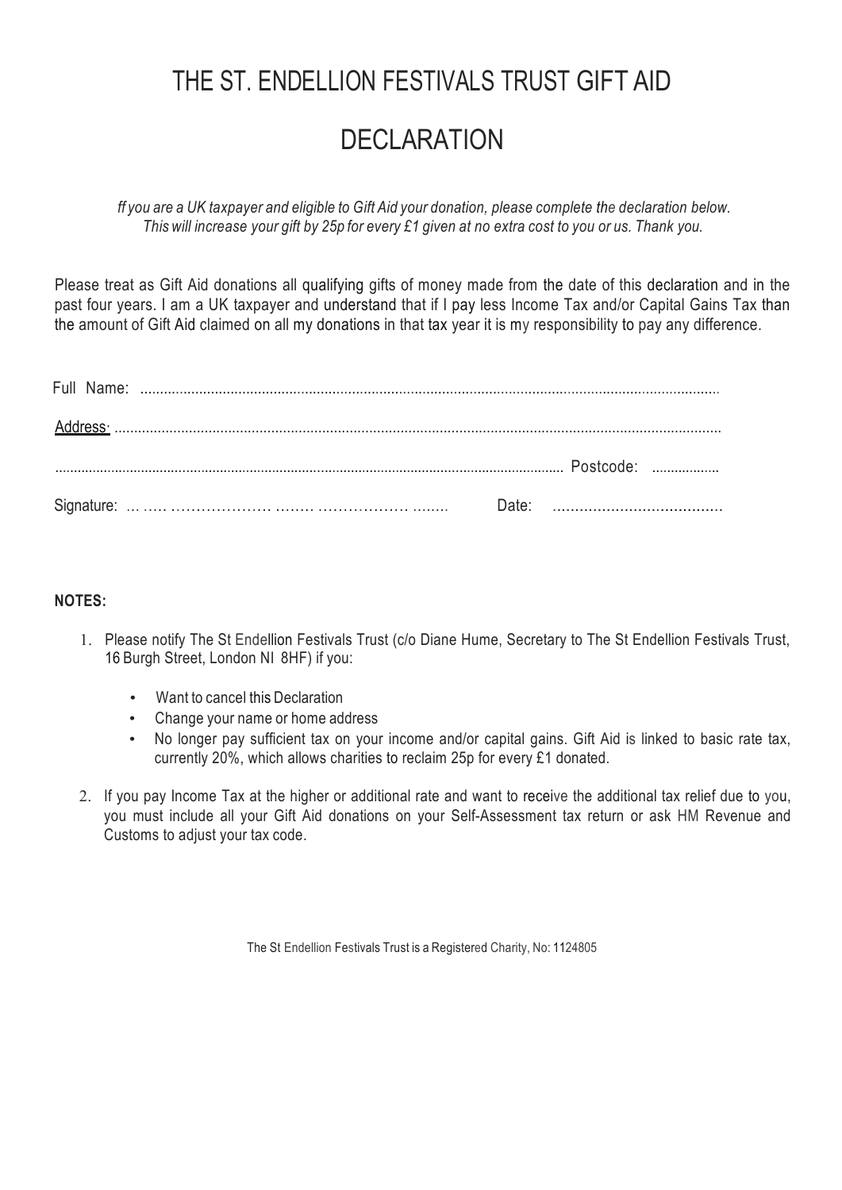# THE ST. ENDELLION FESTIVALS TRUST GIFT AID DECLARATION

*ff you are a UK taxpayer and eligible to Gift Aid your donation, please complete the declaration below. This will increase your gift by 25p for every £1 given at no extra cost to you or us. Thank you.*

Please treat as Gift Aid donations all qualifying gifts of money made from the date of this declaration and in the past four years. I am a UK taxpayer and understand that if I pay less Income Tax and/or Capital Gains Tax than the amount of Gift Aid claimed on all my donations in that tax year it is my responsibility to pay any difference.

Full Name: ..............................................................................................................................................

Address· ..............................................................................................................................................

.............................................................................................................................. Postcode: ..................

Signature: ... ..... ..................... ........ .................. ........ Date: ......................................

**NOTES:**

1. Please notify The St Endellion Festivals Trust (c/o Diane Hume, Secretary to The St Endellion Festivals Trust, 16 Burgh Street, London NI 8HF) if you:

   - Want to cancel this Declaration
   - Change your name or home address
   - No longer pay sufficient tax on your income and/or capital gains. Gift Aid is linked to basic rate tax, currently 20%, which allows charities to reclaim 25p for every £1 donated.

2. If you pay Income Tax at the higher or additional rate and want to receive the additional tax relief due to you, you must include all your Gift Aid donations on your Self-Assessment tax return or ask HM Revenue and Customs to adjust your tax code.

The St Endellion Festivals Trust is a Registered Charity, No: 1124805